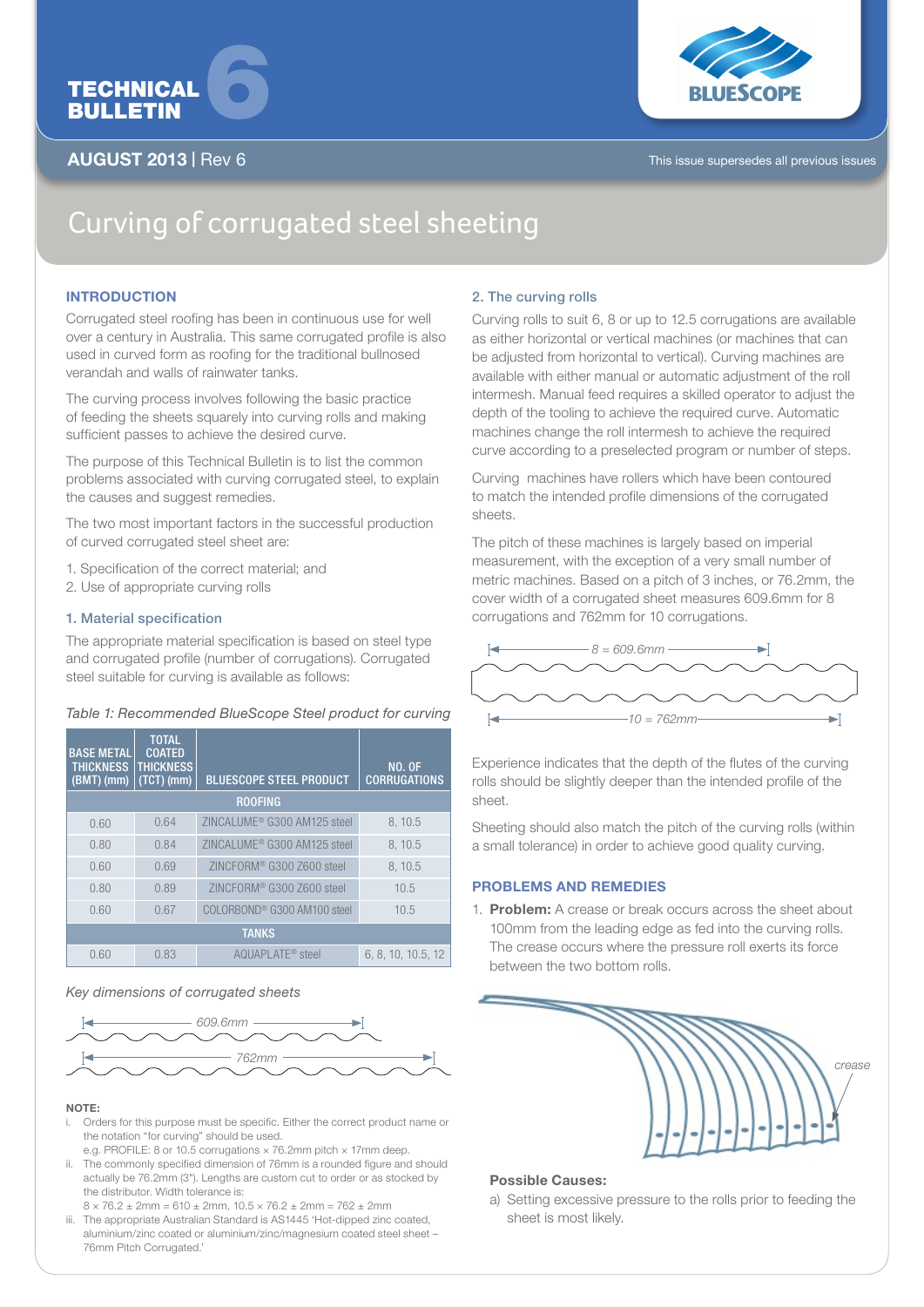# TECHNICAL BULLETIN 6

**AUGUST 2013** | Rev 6

This issue supersedes all previous issues

# Curving of corrugated steel sheeting

## INTRODUCTION

Corrugated steel roofing has been in continuous use for well over a century in Australia. This same corrugated profile is also used in curved form as roofing for the traditional bullnosed verandah and walls of rainwater tanks.

The curving process involves following the basic practice of feeding the sheets squarely into curving rolls and making sufficient passes to achieve the desired curve.

The purpose of this Technical Bulletin is to list the common problems associated with curving corrugated steel, to explain the causes and suggest remedies.

The two most important factors in the successful production of curved corrugated steel sheet are:

1. Specification of the correct material; and
2. Use of appropriate curving rolls

### 1. Material specification

The appropriate material specification is based on steel type and corrugated profile (number of corrugations). Corrugated steel suitable for curving is available as follows:

*Table 1: Recommended BlueScope Steel product for curving*

| BASE METAL THICKNESS (BMT) (mm) | TOTAL COATED THICKNESS (TCT) (mm) | BLUESCOPE STEEL PRODUCT | NO. OF CORRUGATIONS |
|---|---|---|---|
| **ROOFING** | | | |
| 0.60 | 0.64 | ZINCALUME® G300 AM125 steel | 8, 10.5 |
| 0.80 | 0.84 | ZINCALUME® G300 AM125 steel | 8, 10.5 |
| 0.60 | 0.69 | ZINCFORM® G300 Z600 steel | 8, 10.5 |
| 0.80 | 0.89 | ZINCFORM® G300 Z600 steel | 10.5 |
| 0.60 | 0.67 | COLORBOND® G300 AM100 steel | 10.5 |
| **TANKS** | | | |
| 0.60 | 0.83 | AQUAPLATE® steel | 6, 8, 10, 10.5, 12 |

*Key dimensions of corrugated sheets*

609.6mm

762mm

**NOTE:**

i. Orders for this purpose must be specific. Either the correct product name or the notation "for curving" should be used.
e.g. PROFILE: 8 or 10.5 corrugations × 76.2mm pitch × 17mm deep.

ii. The commonly specified dimension of 76mm is a rounded figure and should actually be 76.2mm (3"). Lengths are custom cut to order or as stocked by the distributor. Width tolerance is:
8 × 76.2 ± 2mm = 610 ± 2mm, 10.5 × 76.2 ± 2mm = 762 ± 2mm

iii. The appropriate Australian Standard is AS1445 'Hot-dipped zinc coated, aluminium/zinc coated or aluminium/zinc/magnesium coated steel sheet – 76mm Pitch Corrugated.'

### 2. The curving rolls

Curving rolls to suit 6, 8 or up to 12.5 corrugations are available as either horizontal or vertical machines (or machines that can be adjusted from horizontal to vertical). Curving machines are available with either manual or automatic adjustment of the roll intermesh. Manual feed requires a skilled operator to adjust the depth of the tooling to achieve the required curve. Automatic machines change the roll intermesh to achieve the required curve according to a preselected program or number of steps.

Curving machines have rollers which have been contoured to match the intended profile dimensions of the corrugated sheets.

The pitch of these machines is largely based on imperial measurement, with the exception of a very small number of metric machines. Based on a pitch of 3 inches, or 76.2mm, the cover width of a corrugated sheet measures 609.6mm for 8 corrugations and 762mm for 10 corrugations.

8 = 609.6mm

10 = 762mm

Experience indicates that the depth of the flutes of the curving rolls should be slightly deeper than the intended profile of the sheet.

Sheeting should also match the pitch of the curving rolls (within a small tolerance) in order to achieve good quality curving.

## PROBLEMS AND REMEDIES

1. **Problem:** A crease or break occurs across the sheet about 100mm from the leading edge as fed into the curving rolls. The crease occurs where the pressure roll exerts its force between the two bottom rolls.

crease

**Possible Causes:**

a) Setting excessive pressure to the rolls prior to feeding the sheet is most likely.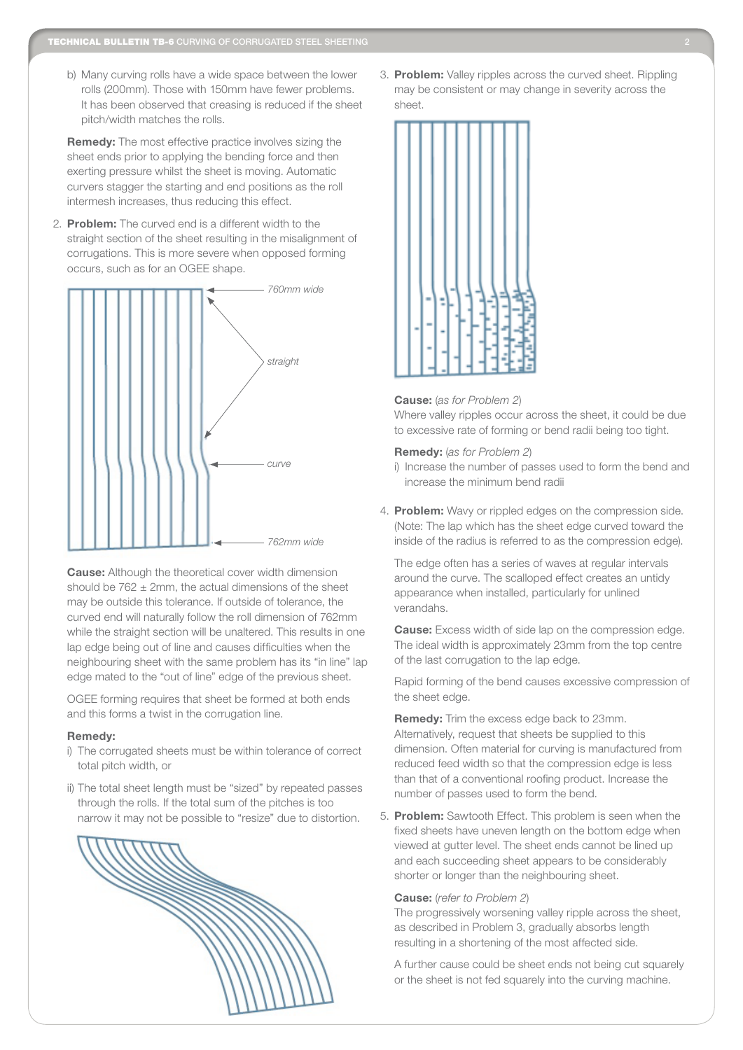b) Many curving rolls have a wide space between the lower rolls (200mm). Those with 150mm have fewer problems. It has been observed that creasing is reduced if the sheet pitch/width matches the rolls.

**Remedy:** The most effective practice involves sizing the sheet ends prior to applying the bending force and then exerting pressure whilst the sheet is moving. Automatic curvers stagger the starting and end positions as the roll intermesh increases, thus reducing this effect.

2. **Problem:** The curved end is a different width to the straight section of the sheet resulting in the misalignment of corrugations. This is more severe when opposed forming occurs, such as for an OGEE shape.

*760mm wide*

*straight*

*curve*

*762mm wide*

**Cause:** Although the theoretical cover width dimension should be 762 ± 2mm, the actual dimensions of the sheet may be outside this tolerance. If outside of tolerance, the curved end will naturally follow the roll dimension of 762mm while the straight section will be unaltered. This results in one lap edge being out of line and causes difficulties when the neighbouring sheet with the same problem has its "in line" lap edge mated to the "out of line" edge of the previous sheet.

OGEE forming requires that sheet be formed at both ends and this forms a twist in the corrugation line.

**Remedy:**

i) The corrugated sheets must be within tolerance of correct total pitch width, or

ii) The total sheet length must be "sized" by repeated passes through the rolls. If the total sum of the pitches is too narrow it may not be possible to "resize" due to distortion.

3. **Problem:** Valley ripples across the curved sheet. Rippling may be consistent or may change in severity across the sheet.

**Cause:** (*as for Problem 2*)
Where valley ripples occur across the sheet, it could be due to excessive rate of forming or bend radii being too tight.

**Remedy:** (*as for Problem 2*)

i) Increase the number of passes used to form the bend and increase the minimum bend radii

4. **Problem:** Wavy or rippled edges on the compression side. (Note: The lap which has the sheet edge curved toward the inside of the radius is referred to as the compression edge).

The edge often has a series of waves at regular intervals around the curve. The scalloped effect creates an untidy appearance when installed, particularly for unlined verandahs.

**Cause:** Excess width of side lap on the compression edge. The ideal width is approximately 23mm from the top centre of the last corrugation to the lap edge.

Rapid forming of the bend causes excessive compression of the sheet edge.

**Remedy:** Trim the excess edge back to 23mm. Alternatively, request that sheets be supplied to this dimension. Often material for curving is manufactured from reduced feed width so that the compression edge is less than that of a conventional roofing product. Increase the number of passes used to form the bend.

5. **Problem:** Sawtooth Effect. This problem is seen when the fixed sheets have uneven length on the bottom edge when viewed at gutter level. The sheet ends cannot be lined up and each succeeding sheet appears to be considerably shorter or longer than the neighbouring sheet.

**Cause:** (*refer to Problem 2*)
The progressively worsening valley ripple across the sheet, as described in Problem 3, gradually absorbs length resulting in a shortening of the most affected side.

A further cause could be sheet ends not being cut squarely or the sheet is not fed squarely into the curving machine.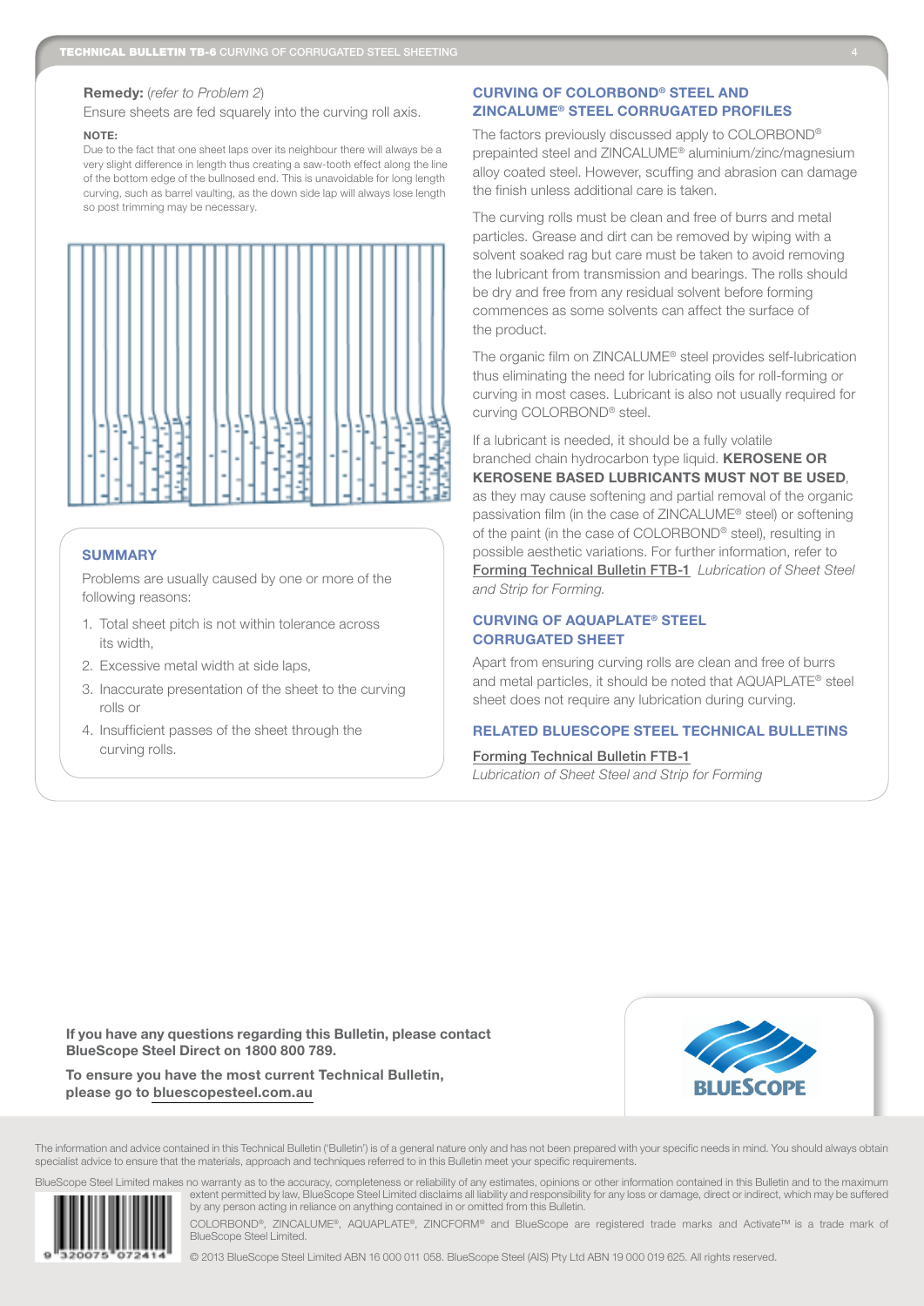**Remedy:** *(refer to Problem 2)*

Ensure sheets are fed squarely into the curving roll axis.

**NOTE:**

Due to the fact that one sheet laps over its neighbour there will always be a very slight difference in length thus creating a saw-tooth effect along the line of the bottom edge of the bullnosed end. This is unavoidable for long length curving, such as barrel vaulting, as the down side lap will always lose length so post trimming may be necessary.

### SUMMARY

Problems are usually caused by one or more of the following reasons:

1. Total sheet pitch is not within tolerance across its width,
2. Excessive metal width at side laps,
3. Inaccurate presentation of the sheet to the curving rolls or
4. Insufficient passes of the sheet through the curving rolls.

## CURVING OF COLORBOND® STEEL AND ZINCALUME® STEEL CORRUGATED PROFILES

The factors previously discussed apply to COLORBOND® prepainted steel and ZINCALUME® aluminium/zinc/magnesium alloy coated steel. However, scuffing and abrasion can damage the finish unless additional care is taken.

The curving rolls must be clean and free of burrs and metal particles. Grease and dirt can be removed by wiping with a solvent soaked rag but care must be taken to avoid removing the lubricant from transmission and bearings. The rolls should be dry and free from any residual solvent before forming commences as some solvents can affect the surface of the product.

The organic film on ZINCALUME® steel provides self-lubrication thus eliminating the need for lubricating oils for roll-forming or curving in most cases. Lubricant is also not usually required for curving COLORBOND® steel.

If a lubricant is needed, it should be a fully volatile branched chain hydrocarbon type liquid. **KEROSENE OR KEROSENE BASED LUBRICANTS MUST NOT BE USED**, as they may cause softening and partial removal of the organic passivation film (in the case of ZINCALUME® steel) or softening of the paint (in the case of COLORBOND® steel), resulting in possible aesthetic variations. For further information, refer to Forming Technical Bulletin FTB-1 *Lubrication of Sheet Steel and Strip for Forming.*

## CURVING OF AQUAPLATE® STEEL CORRUGATED SHEET

Apart from ensuring curving rolls are clean and free of burrs and metal particles, it should be noted that AQUAPLATE® steel sheet does not require any lubrication during curving.

## RELATED BLUESCOPE STEEL TECHNICAL BULLETINS

Forming Technical Bulletin FTB-1
*Lubrication of Sheet Steel and Strip for Forming*

**If you have any questions regarding this Bulletin, please contact BlueScope Steel Direct on 1800 800 789.**

**To ensure you have the most current Technical Bulletin, please go to bluescopesteel.com.au**

The information and advice contained in this Technical Bulletin ('Bulletin') is of a general nature only and has not been prepared with your specific needs in mind. You should always obtain specialist advice to ensure that the materials, approach and techniques referred to in this Bulletin meet your specific requirements.

BlueScope Steel Limited makes no warranty as to the accuracy, completeness or reliability of any estimates, opinions or other information contained in this Bulletin and to the maximum extent permitted by law, BlueScope Steel Limited disclaims all liability and responsibility for any loss or damage, direct or indirect, which may be suffered by any person acting in reliance on anything contained in or omitted from this Bulletin.

COLORBOND®, ZINCALUME®, AQUAPLATE®, ZINCFORM® and BlueScope are registered trade marks and Activate™ is a trade mark of BlueScope Steel Limited.

© 2013 BlueScope Steel Limited ABN 16 000 011 058. BlueScope Steel (AIS) Pty Ltd ABN 19 000 019 625. All rights reserved.